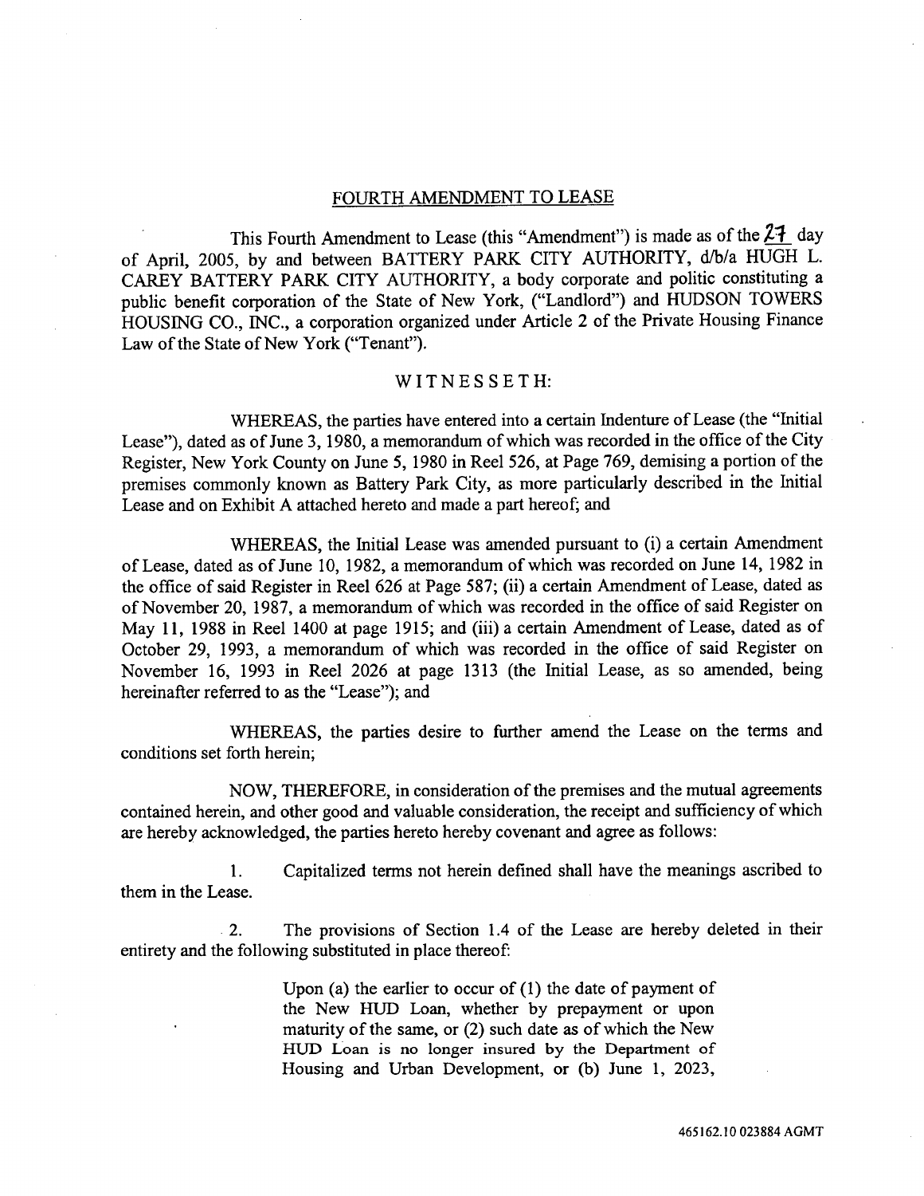# FOURTH AMENDMENT TO LEASE

This Fourth Amendment to Lease (this "Amendment") is made as of the 27 day of April, 2005, by and between BATTERY PARK CITY AUTHORITY, d/b/a HUGH L. CAREY BATTERY PARK CITY AUTHORITY, a body corporate and politic constituting a public benefit corporation of the State of New York, ("Landlord") and HUDSON TOWERS HOUSING CO., INC., a corporation organized under Article 2 of the Private Housing Finance Law of the State of New York ("Tenant").

## WITNESSETH:

WHEREAS, the parties have entered into a certain Indenture of Lease (the "Initial Lease"), dated as of June 3, 1980, a memorandum of which was recorded in the office of the City Register, New York County on June 5, 1980 in Reel 526, at Page 769, demising a portion of the premises commonly known as Battery Park City, as more particularly described in the Initial Lease and on Exhibit A attached hereto and made a part hereof; and

WHEREAS, the Initial Lease was amended pursuant to (i) a certain Amendment of Lease, dated as of June 10, 1982, a memorandum of which was recorded on June 14, 1982 in the office of said Register in Reel 626 at Page 587; (ii) a certain Amendment of Lease, dated as of November 20, 1987, a memorandum of which was recorded in the office of said Register on May 11, 1988 in Reel 1400 at page 1915; and (iii) a certain Amendment of Lease, dated as of October 29, 1993, a memorandum of which was recorded in the office of said Register on November 16, 1993 in Reel 2026 at page 1313 (the Initial Lease, as so amended, being hereinafter referred to as the "Lease"); and

WHEREAS, the parties desire to further amend the Lease on the terms and conditions set forth herein;

NOW, THEREFORE, in consideration of the premises and the mutual agreements contained herein, and other good and valuable consideration, the receipt and sufficiency of which are hereby acknowledged, the parties hereto hereby covenant and agree as follows:

1. Capitalized terms not herein defined shall have the meanings ascribed to them in the Lease.

2. The provisions of Section 1.4 of the Lease are hereby deleted in their entirety and the following substituted in place thereof:

> Upon (a) the earlier to occur of (1) the date of payment of the New HUD Loan, whether by prepayment or upon maturity of the same, or (2) such date as of which the New HUD Loan is no longer insured by the Department of Housing and Urban Development, or (b) June 1, 2023,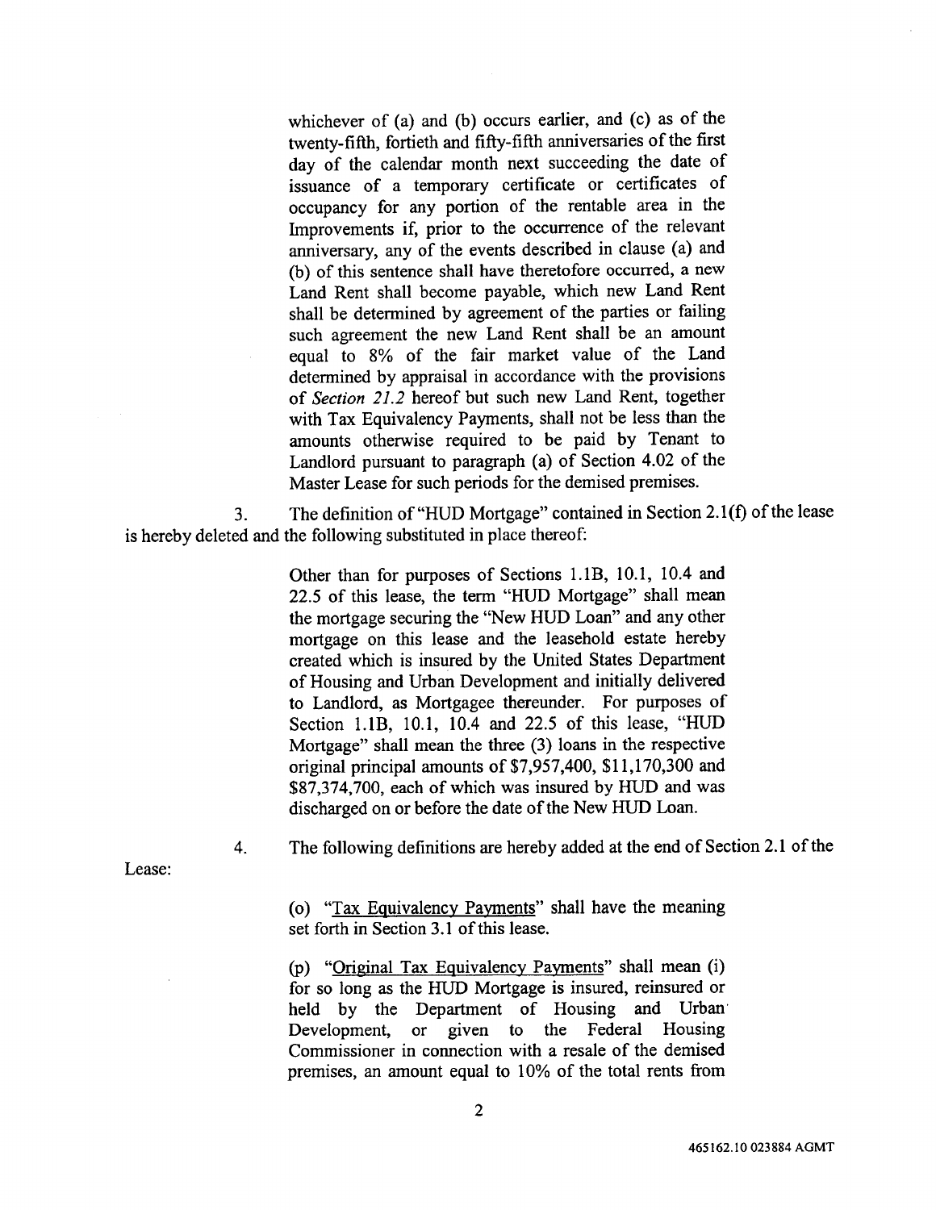whichever of (a) and (b) occurs earlier, and (c) as of the twenty-fifth, fortieth and fifty-fifth anniversaries of the first day of the calendar month next succeeding the date of issuance of a temporary certificate or certificates of occupancy for any portion of the rentable area in the Improvements if, prior to the occurrence of the relevant anniversary, any of the events described in clause (a) and (b) of this sentence shall have theretofore occurred, a new Land Rent shall become payable, which new Land Rent shall be determined by agreement of the parties or failing such agreement the new Land Rent shall be an amount equal to 8% of the fair market value of the Land determined by appraisal in accordance with the provisions of *Section 21.2* hereof but such new Land Rent, together with Tax Equivalency Payments, shall not be less than the amounts otherwise required to be paid by Tenant to Landlord pursuant to paragraph (a) of Section 4.02 of the Master Lease for such periods for the demised premises.

3. The definition of "HUD Mortgage" contained in Section 2.1(f) of the lease is hereby deleted and the following substituted in place thereof:

> Other than for purposes of Sections 1.1B, 10.1, 10.4 and 22.5 of this lease, the term "HUD Mortgage" shall mean the mortgage securing the "New HUD Loan" and any other mortgage on this lease and the leasehold estate hereby created which is insured by the United States Department of Housing and Urban Development and initially delivered to Landlord, as Mortgagee thereunder. For purposes of Section 1.1B, 10.1, 10.4 and 22.5 of this lease, "HUD Mortgage" shall mean the three (3) loans in the respective original principal amounts of $7,957,400, $11,170,300 and $87,374,700, each of which was insured by HUD and was discharged on or before the date of the New HUD Loan.

4. The following definitions are hereby added at the end of Section 2.1 of the Lease:

> (o) "<u>Tax Equivalency Payments</u>" shall have the meaning set forth in Section 3.1 of this lease.
>
> (p) "<u>Original Tax Equivalency Payments</u>" shall mean (i) for so long as the HUD Mortgage is insured, reinsured or held by the Department of Housing and Urban Development, or given to the Federal Housing Commissioner in connection with a resale of the demised premises, an amount equal to 10% of the total rents from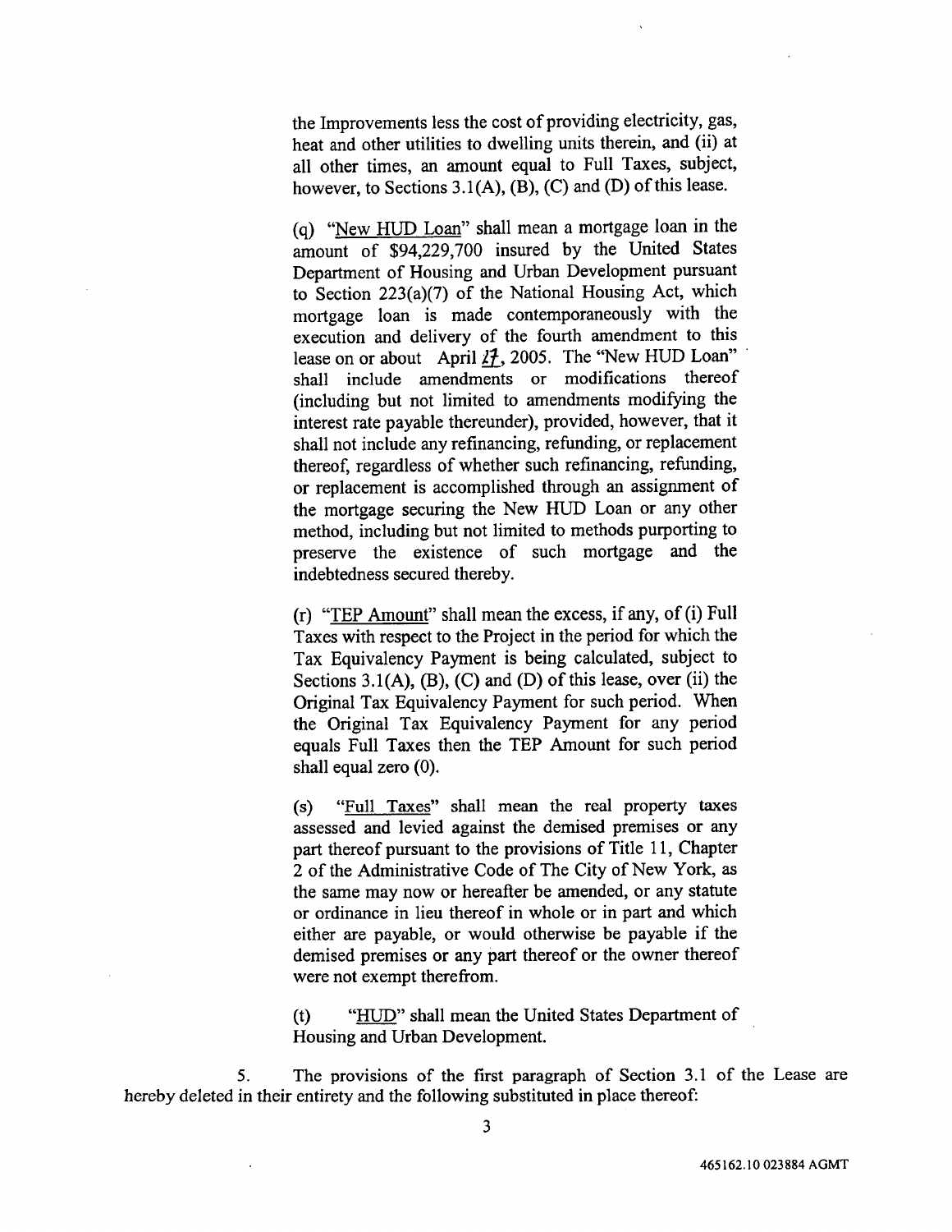the Improvements less the cost of providing electricity, gas, heat and other utilities to dwelling units therein, and (ii) at all other times, an amount equal to Full Taxes, subject, however, to Sections 3.1(A), (B), (C) and (D) of this lease.

(q) "New HUD Loan" shall mean a mortgage loan in the amount of $94,229,700 insured by the United States Department of Housing and Urban Development pursuant to Section 223(a)(7) of the National Housing Act, which mortgage loan is made contemporaneously with the execution and delivery of the fourth amendment to this lease on or about April 27, 2005. The "New HUD Loan" shall include amendments or modifications thereof (including but not limited to amendments modifying the interest rate payable thereunder), provided, however, that it shall not include any refinancing, refunding, or replacement thereof, regardless of whether such refinancing, refunding, or replacement is accomplished through an assignment of the mortgage securing the New HUD Loan or any other method, including but not limited to methods purporting to preserve the existence of such mortgage and the indebtedness secured thereby.

(r) "TEP Amount" shall mean the excess, if any, of (i) Full Taxes with respect to the Project in the period for which the Tax Equivalency Payment is being calculated, subject to Sections 3.1(A), (B), (C) and (D) of this lease, over (ii) the Original Tax Equivalency Payment for such period. When the Original Tax Equivalency Payment for any period equals Full Taxes then the TEP Amount for such period shall equal zero (0).

(s) "Full Taxes" shall mean the real property taxes assessed and levied against the demised premises or any part thereof pursuant to the provisions of Title 11, Chapter 2 of the Administrative Code of The City of New York, as the same may now or hereafter be amended, or any statute or ordinance in lieu thereof in whole or in part and which either are payable, or would otherwise be payable if the demised premises or any part thereof or the owner thereof were not exempt therefrom.

(t) "HUD" shall mean the United States Department of Housing and Urban Development.

5. The provisions of the first paragraph of Section 3.1 of the Lease are hereby deleted in their entirety and the following substituted in place thereof: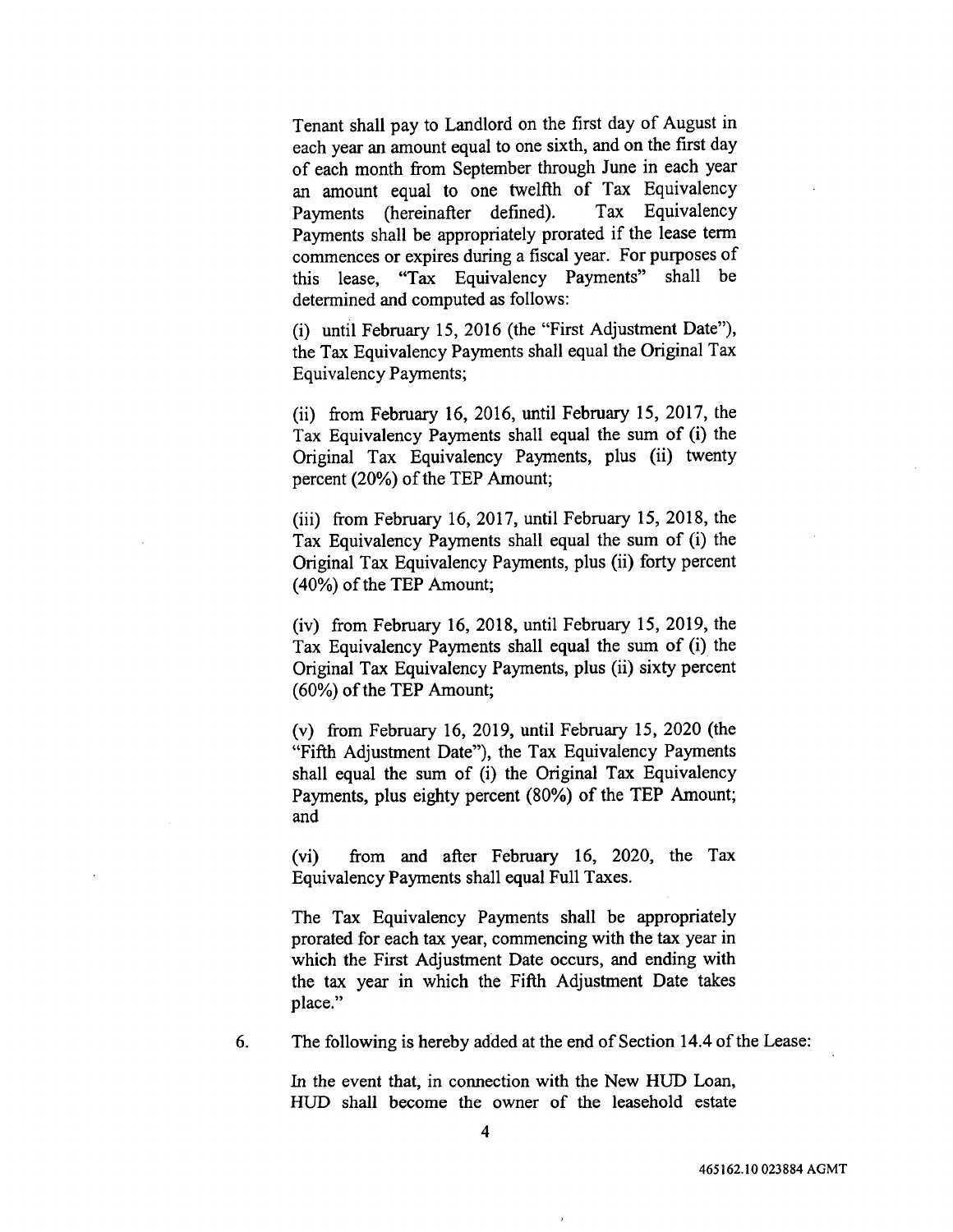Tenant shall pay to Landlord on the first day of August in each year an amount equal to one sixth, and on the first day of each month from September through June in each year an amount equal to one twelfth of Tax Equivalency Payments (hereinafter defined). Tax Equivalency Payments shall be appropriately prorated if the lease term commences or expires during a fiscal year. For purposes of this lease, "Tax Equivalency Payments" shall be determined and computed as follows:

(i) until February 15, 2016 (the "First Adjustment Date"), the Tax Equivalency Payments shall equal the Original Tax Equivalency Payments;

(ii) from February 16, 2016, until February 15, 2017, the Tax Equivalency Payments shall equal the sum of (i) the Original Tax Equivalency Payments, plus (ii) twenty percent (20%) of the TEP Amount;

(iii) from February 16, 2017, until February 15, 2018, the Tax Equivalency Payments shall equal the sum of (i) the Original Tax Equivalency Payments, plus (ii) forty percent (40%) of the TEP Amount;

(iv) from February 16, 2018, until February 15, 2019, the Tax Equivalency Payments shall equal the sum of (i) the Original Tax Equivalency Payments, plus (ii) sixty percent (60%) of the TEP Amount;

(v) from February 16, 2019, until February 15, 2020 (the "Fifth Adjustment Date"), the Tax Equivalency Payments shall equal the sum of (i) the Original Tax Equivalency Payments, plus eighty percent (80%) of the TEP Amount; and

(vi) from and after February 16, 2020, the Tax Equivalency Payments shall equal Full Taxes.

The Tax Equivalency Payments shall be appropriately prorated for each tax year, commencing with the tax year in which the First Adjustment Date occurs, and ending with the tax year in which the Fifth Adjustment Date takes place."

6. The following is hereby added at the end of Section 14.4 of the Lease:

In the event that, in connection with the New HUD Loan, HUD shall become the owner of the leasehold estate

465162.10 023884 AGMT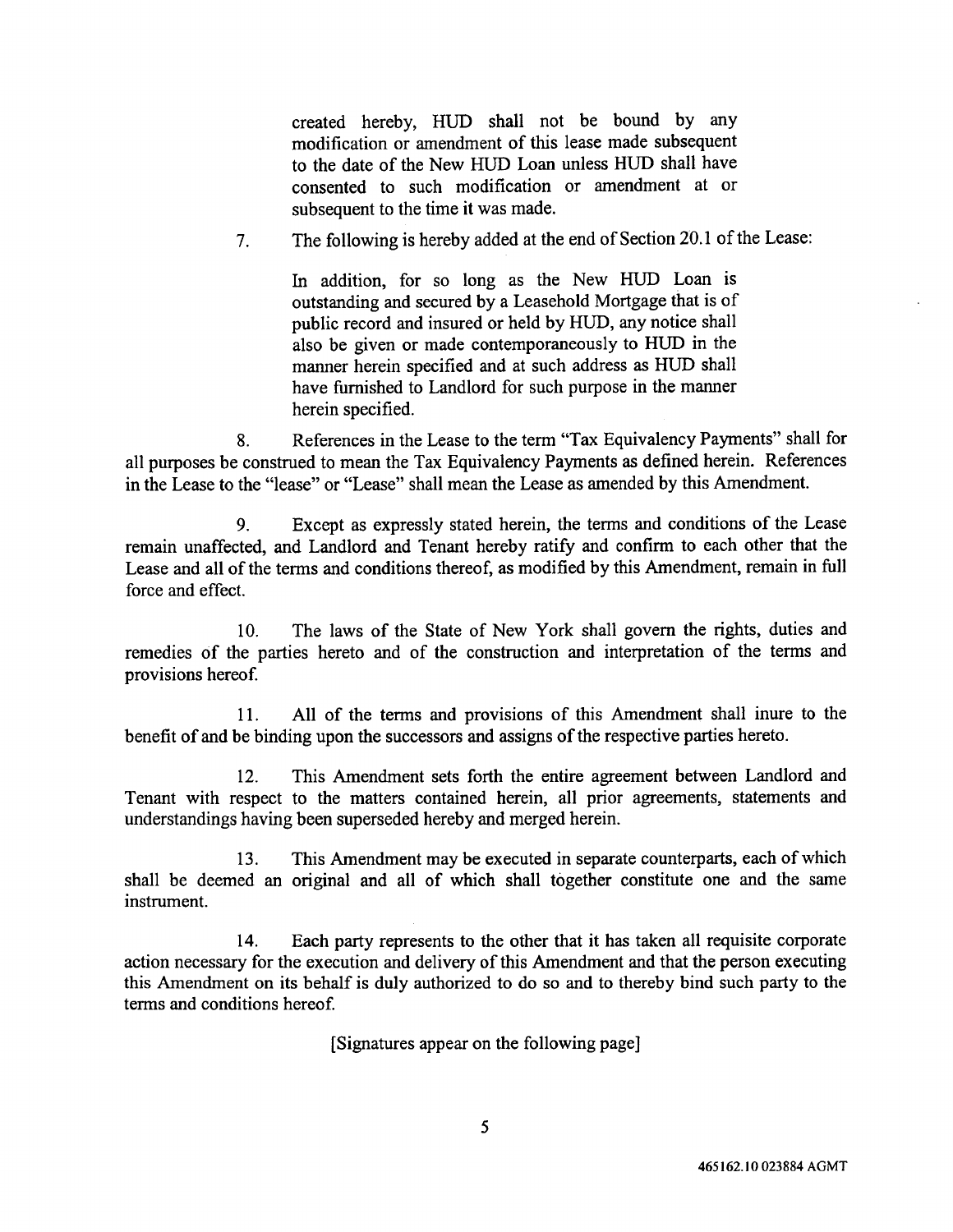created hereby, HUD shall not be bound by any modification or amendment of this lease made subsequent to the date of the New HUD Loan unless HUD shall have consented to such modification or amendment at or subsequent to the time it was made.

7. The following is hereby added at the end of Section 20.1 of the Lease:

> In addition, for so long as the New HUD Loan is outstanding and secured by a Leasehold Mortgage that is of public record and insured or held by HUD, any notice shall also be given or made contemporaneously to HUD in the manner herein specified and at such address as HUD shall have furnished to Landlord for such purpose in the manner herein specified.

8. References in the Lease to the term "Tax Equivalency Payments" shall for all purposes be construed to mean the Tax Equivalency Payments as defined herein. References in the Lease to the "lease" or "Lease" shall mean the Lease as amended by this Amendment.

9. Except as expressly stated herein, the terms and conditions of the Lease remain unaffected, and Landlord and Tenant hereby ratify and confirm to each other that the Lease and all of the terms and conditions thereof, as modified by this Amendment, remain in full force and effect.

10. The laws of the State of New York shall govern the rights, duties and remedies of the parties hereto and of the construction and interpretation of the terms and provisions hereof.

11. All of the terms and provisions of this Amendment shall inure to the benefit of and be binding upon the successors and assigns of the respective parties hereto.

12. This Amendment sets forth the entire agreement between Landlord and Tenant with respect to the matters contained herein, all prior agreements, statements and understandings having been superseded hereby and merged herein.

13. This Amendment may be executed in separate counterparts, each of which shall be deemed an original and all of which shall together constitute one and the same instrument.

14. Each party represents to the other that it has taken all requisite corporate action necessary for the execution and delivery of this Amendment and that the person executing this Amendment on its behalf is duly authorized to do so and to thereby bind such party to the terms and conditions hereof.

[Signatures appear on the following page]

465162.10 023884 AGMT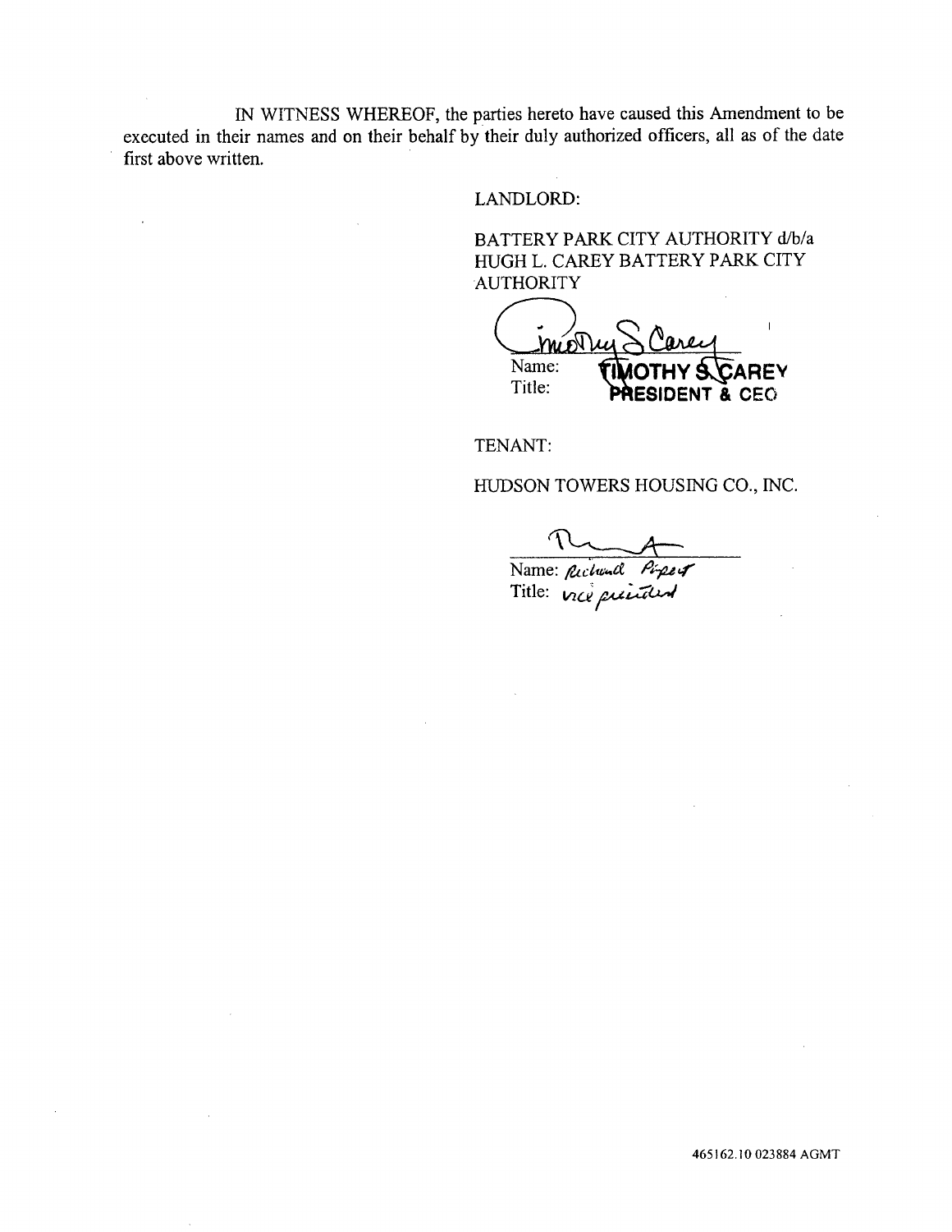IN WITNESS WHEREOF, the parties hereto have caused this Amendment to be executed in their names and on their behalf by their duly authorized officers, all as of the date first above written.

LANDLORD:

BATTERY PARK CITY AUTHORITY d/b/a HUGH L. CAREY BATTERY PARK CITY AUTHORITY

Timothy S. Carey

Name: TIMOTHY S. CAREY
Title: PRESIDENT & CEO

TENANT:

HUDSON TOWERS HOUSING CO., INC.

Name: Richard Piper
Title: vice president

465162.10 023884 AGMT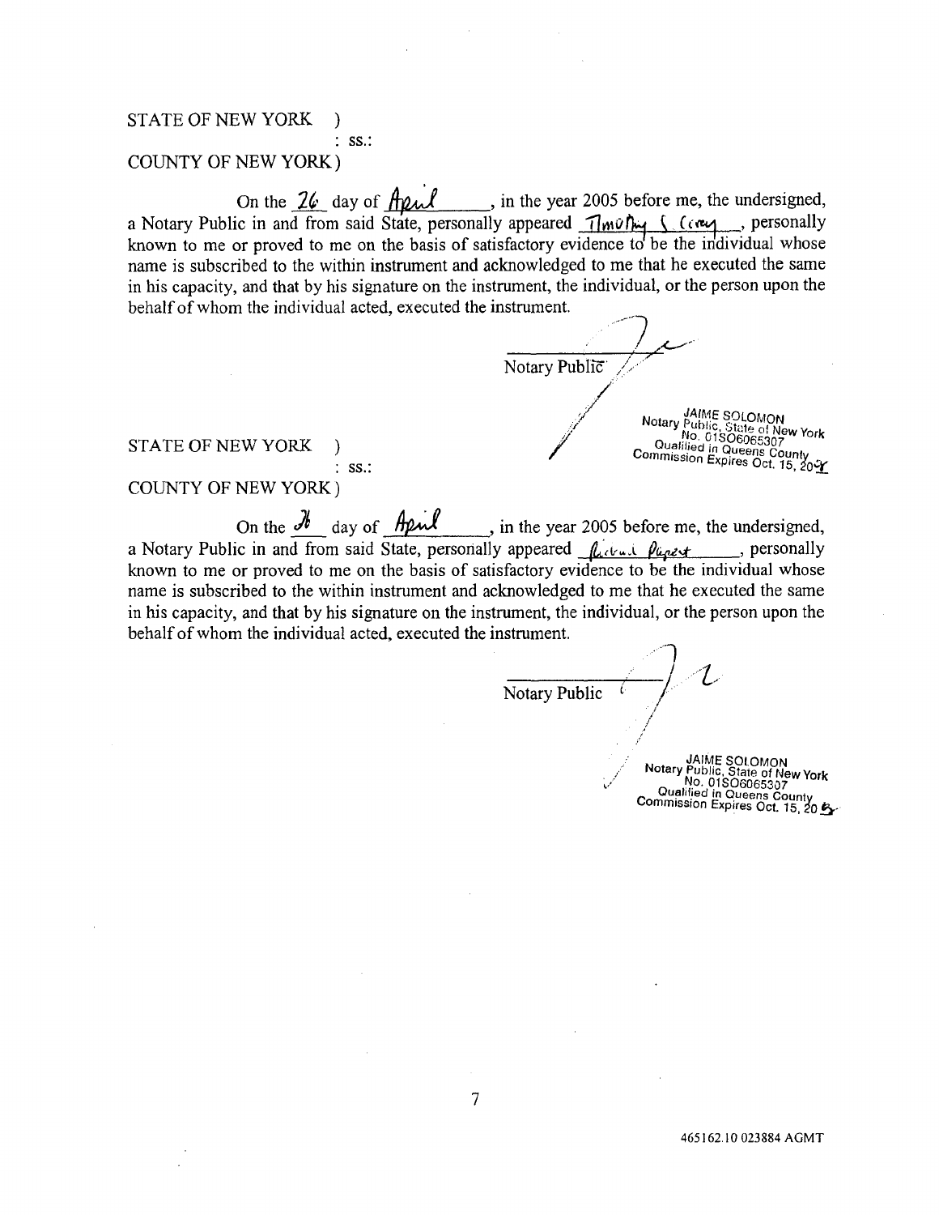STATE OF NEW YORK )
: ss.:
COUNTY OF NEW YORK)

On the 26 day of April, in the year 2005 before me, the undersigned, a Notary Public in and from said State, personally appeared Timothy S. Crey, personally known to me or proved to me on the basis of satisfactory evidence to be the individual whose name is subscribed to the within instrument and acknowledged to me that he executed the same in his capacity, and that by his signature on the instrument, the individual, or the person upon the behalf of whom the individual acted, executed the instrument.

Notary Public

JAIME SOLOMON
Notary Public, State of New York
No. 01SO6065307
Qualified in Queens County
Commission Expires Oct. 15, 20__

STATE OF NEW YORK )
: ss.:
COUNTY OF NEW YORK)

On the 26 day of April, in the year 2005 before me, the undersigned, a Notary Public in and from said State, personally appeared Richard Papert, personally known to me or proved to me on the basis of satisfactory evidence to be the individual whose name is subscribed to the within instrument and acknowledged to me that he executed the same in his capacity, and that by his signature on the instrument, the individual, or the person upon the behalf of whom the individual acted, executed the instrument.

Notary Public

JAIME SOLOMON
Notary Public, State of New York
No. 01SO6065307
Qualified in Queens County
Commission Expires Oct. 15, 20__

465162.10 023884 AGMT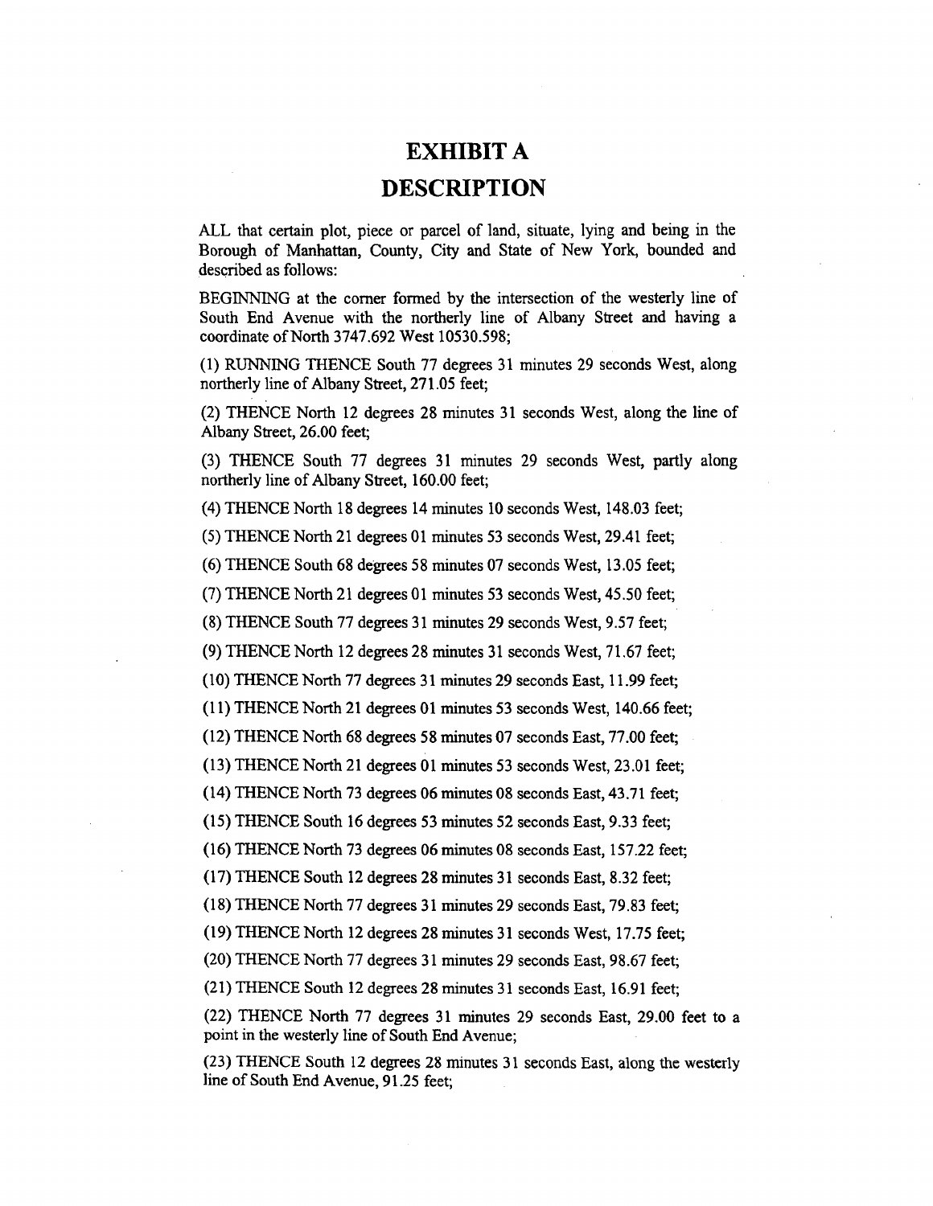# EXHIBIT A

# DESCRIPTION

ALL that certain plot, piece or parcel of land, situate, lying and being in the Borough of Manhattan, County, City and State of New York, bounded and described as follows:

BEGINNING at the corner formed by the intersection of the westerly line of South End Avenue with the northerly line of Albany Street and having a coordinate of North 3747.692 West 10530.598;

(1) RUNNING THENCE South 77 degrees 31 minutes 29 seconds West, along northerly line of Albany Street, 271.05 feet;

(2) THENCE North 12 degrees 28 minutes 31 seconds West, along the line of Albany Street, 26.00 feet;

(3) THENCE South 77 degrees 31 minutes 29 seconds West, partly along northerly line of Albany Street, 160.00 feet;

(4) THENCE North 18 degrees 14 minutes 10 seconds West, 148.03 feet;

(5) THENCE North 21 degrees 01 minutes 53 seconds West, 29.41 feet;

(6) THENCE South 68 degrees 58 minutes 07 seconds West, 13.05 feet;

(7) THENCE North 21 degrees 01 minutes 53 seconds West, 45.50 feet;

(8) THENCE South 77 degrees 31 minutes 29 seconds West, 9.57 feet;

(9) THENCE North 12 degrees 28 minutes 31 seconds West, 71.67 feet;

(10) THENCE North 77 degrees 31 minutes 29 seconds East, 11.99 feet;

(11) THENCE North 21 degrees 01 minutes 53 seconds West, 140.66 feet;

(12) THENCE North 68 degrees 58 minutes 07 seconds East, 77.00 feet;

(13) THENCE North 21 degrees 01 minutes 53 seconds West, 23.01 feet;

(14) THENCE North 73 degrees 06 minutes 08 seconds East, 43.71 feet;

(15) THENCE South 16 degrees 53 minutes 52 seconds East, 9.33 feet;

(16) THENCE North 73 degrees 06 minutes 08 seconds East, 157.22 feet;

(17) THENCE South 12 degrees 28 minutes 31 seconds East, 8.32 feet;

(18) THENCE North 77 degrees 31 minutes 29 seconds East, 79.83 feet;

(19) THENCE North 12 degrees 28 minutes 31 seconds West, 17.75 feet;

(20) THENCE North 77 degrees 31 minutes 29 seconds East, 98.67 feet;

(21) THENCE South 12 degrees 28 minutes 31 seconds East, 16.91 feet;

(22) THENCE North 77 degrees 31 minutes 29 seconds East, 29.00 feet to a point in the westerly line of South End Avenue;

(23) THENCE South 12 degrees 28 minutes 31 seconds East, along the westerly line of South End Avenue, 91.25 feet;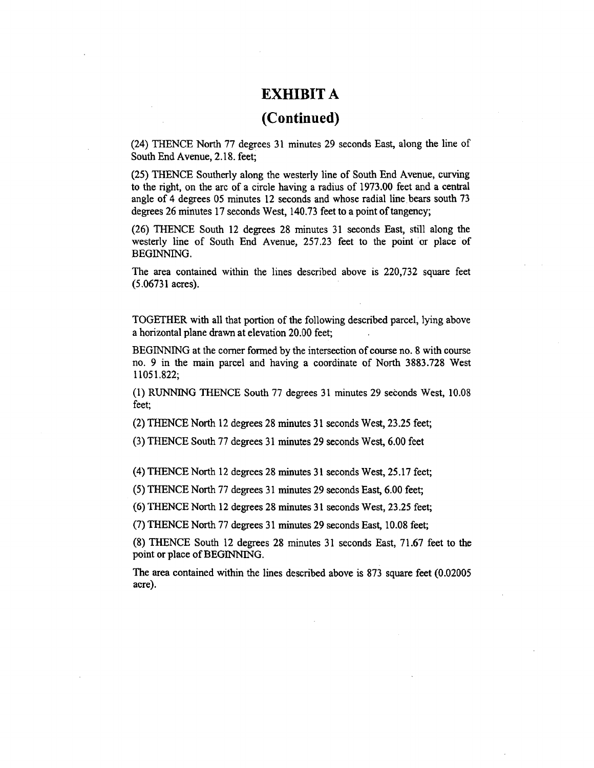# EXHIBIT A

# (Continued)

(24) THENCE North 77 degrees 31 minutes 29 seconds East, along the line of South End Avenue, 2.18. feet;

(25) THENCE Southerly along the westerly line of South End Avenue, curving to the right, on the arc of a circle having a radius of 1973.00 feet and a central angle of 4 degrees 05 minutes 12 seconds and whose radial line bears south 73 degrees 26 minutes 17 seconds West, 140.73 feet to a point of tangency;

(26) THENCE South 12 degrees 28 minutes 31 seconds East, still along the westerly line of South End Avenue, 257.23 feet to the point or place of BEGINNING.

The area contained within the lines described above is 220,732 square feet (5.06731 acres).

TOGETHER with all that portion of the following described parcel, lying above a horizontal plane drawn at elevation 20.00 feet;

BEGINNING at the corner formed by the intersection of course no. 8 with course no. 9 in the main parcel and having a coordinate of North 3883.728 West 11051.822;

(1) RUNNING THENCE South 77 degrees 31 minutes 29 seconds West, 10.08 feet;

(2) THENCE North 12 degrees 28 minutes 31 seconds West, 23.25 feet;

(3) THENCE South 77 degrees 31 minutes 29 seconds West, 6.00 feet

(4) THENCE North 12 degrees 28 minutes 31 seconds West, 25.17 feet;

(5) THENCE North 77 degrees 31 minutes 29 seconds East, 6.00 feet;

(6) THENCE North 12 degrees 28 minutes 31 seconds West, 23.25 feet;

(7) THENCE North 77 degrees 31 minutes 29 seconds East, 10.08 feet;

(8) THENCE South 12 degrees 28 minutes 31 seconds East, 71.67 feet to the point or place of BEGINNING.

The area contained within the lines described above is 873 square feet (0.02005 acre).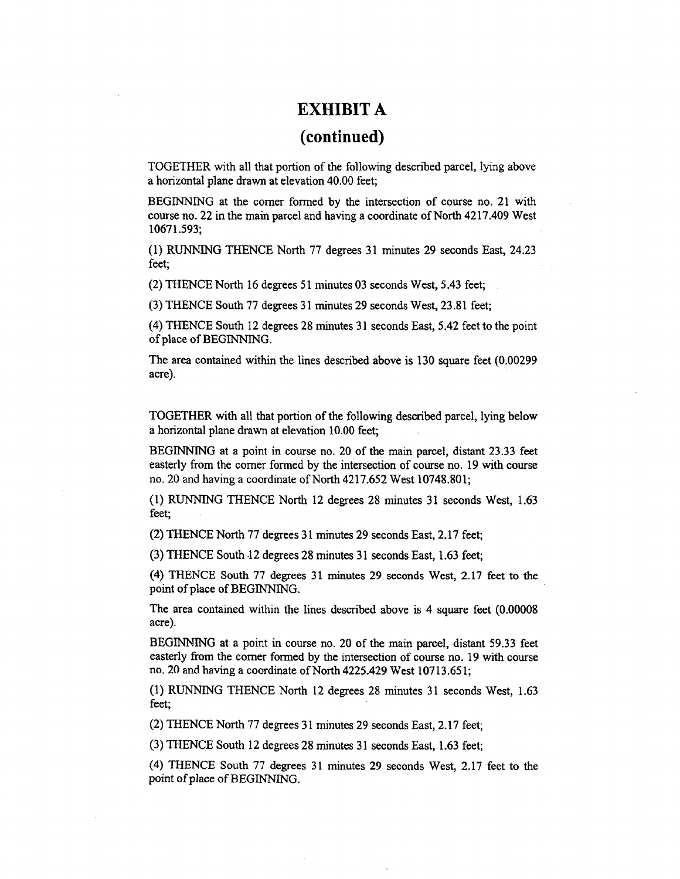# EXHIBIT A

## (continued)

TOGETHER with all that portion of the following described parcel, lying above a horizontal plane drawn at elevation 40.00 feet;

BEGINNING at the corner formed by the intersection of course no. 21 with course no. 22 in the main parcel and having a coordinate of North 4217.409 West 10671.593;

(1) RUNNING THENCE North 77 degrees 31 minutes 29 seconds East, 24.23 feet;

(2) THENCE North 16 degrees 51 minutes 03 seconds West, 5.43 feet;

(3) THENCE South 77 degrees 31 minutes 29 seconds West, 23.81 feet;

(4) THENCE South 12 degrees 28 minutes 31 seconds East, 5.42 feet to the point of place of BEGINNING.

The area contained within the lines described above is 130 square feet (0.00299 acre).

TOGETHER with all that portion of the following described parcel, lying below a horizontal plane drawn at elevation 10.00 feet;

BEGINNING at a point in course no. 20 of the main parcel, distant 23.33 feet easterly from the corner formed by the intersection of course no. 19 with course no. 20 and having a coordinate of North 4217.652 West 10748.801;

(1) RUNNING THENCE North 12 degrees 28 minutes 31 seconds West, 1.63 feet;

(2) THENCE North 77 degrees 31 minutes 29 seconds East, 2.17 feet;

(3) THENCE South 12 degrees 28 minutes 31 seconds East, 1.63 feet;

(4) THENCE South 77 degrees 31 minutes 29 seconds West, 2.17 feet to the point of place of BEGINNING.

The area contained within the lines described above is 4 square feet (0.00008 acre).

BEGINNING at a point in course no. 20 of the main parcel, distant 59.33 feet easterly from the corner formed by the intersection of course no. 19 with course no. 20 and having a coordinate of North 4225.429 West 10713.651;

(1) RUNNING THENCE North 12 degrees 28 minutes 31 seconds West, 1.63 feet;

(2) THENCE North 77 degrees 31 minutes 29 seconds East, 2.17 feet;

(3) THENCE South 12 degrees 28 minutes 31 seconds East, 1.63 feet;

(4) THENCE South 77 degrees 31 minutes 29 seconds West, 2.17 feet to the point of place of BEGINNING.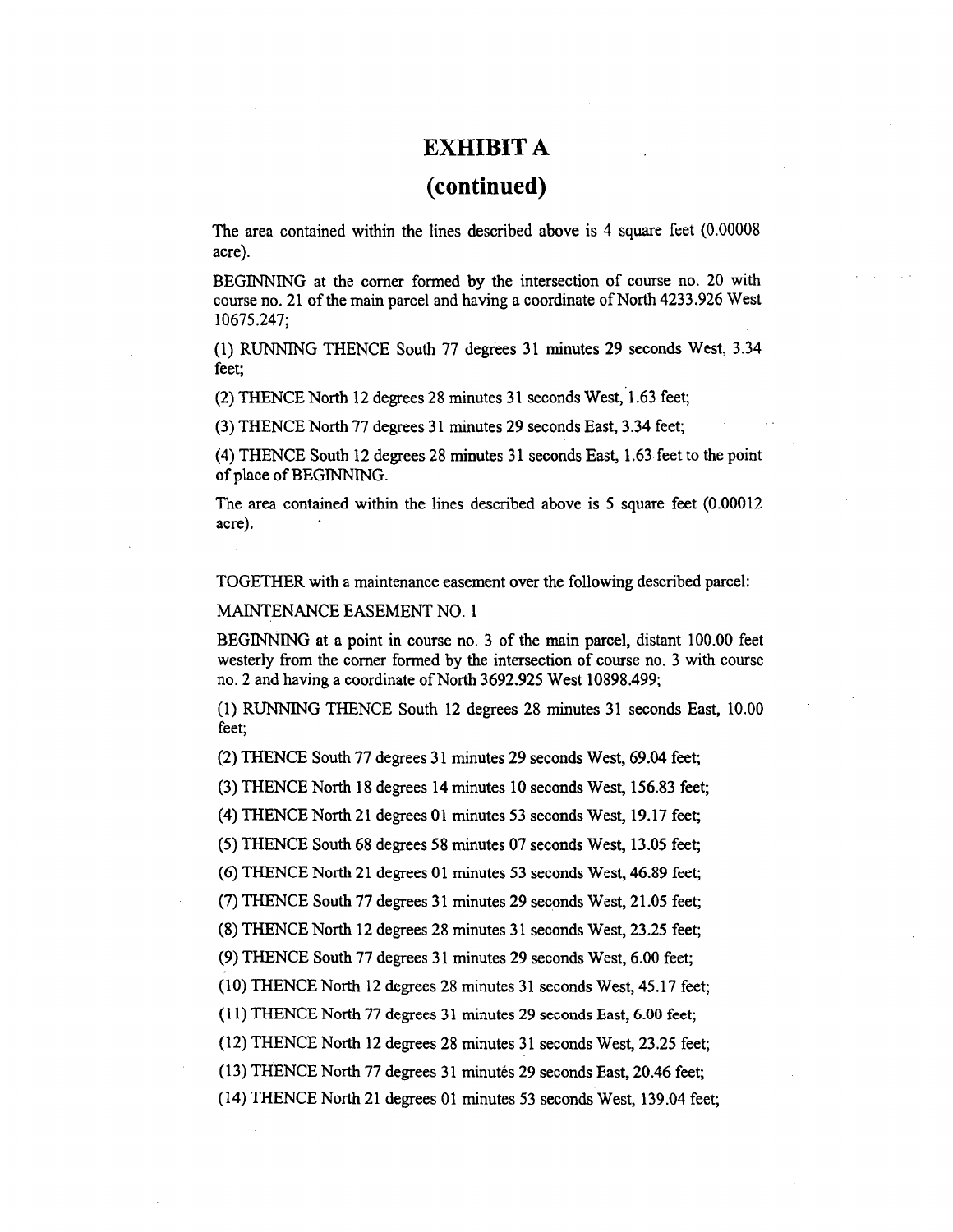# EXHIBIT A

# (continued)

The area contained within the lines described above is 4 square feet (0.00008 acre).

BEGINNING at the corner formed by the intersection of course no. 20 with course no. 21 of the main parcel and having a coordinate of North 4233.926 West 10675.247;

(1) RUNNING THENCE South 77 degrees 31 minutes 29 seconds West, 3.34 feet;

(2) THENCE North 12 degrees 28 minutes 31 seconds West, 1.63 feet;

(3) THENCE North 77 degrees 31 minutes 29 seconds East, 3.34 feet;

(4) THENCE South 12 degrees 28 minutes 31 seconds East, 1.63 feet to the point of place of BEGINNING.

The area contained within the lines described above is 5 square feet (0.00012 acre).

TOGETHER with a maintenance easement over the following described parcel:

MAINTENANCE EASEMENT NO. 1

BEGINNING at a point in course no. 3 of the main parcel, distant 100.00 feet westerly from the corner formed by the intersection of course no. 3 with course no. 2 and having a coordinate of North 3692.925 West 10898.499;

(1) RUNNING THENCE South 12 degrees 28 minutes 31 seconds East, 10.00 feet;

(2) THENCE South 77 degrees 31 minutes 29 seconds West, 69.04 feet;

(3) THENCE North 18 degrees 14 minutes 10 seconds West, 156.83 feet;

(4) THENCE North 21 degrees 01 minutes 53 seconds West, 19.17 feet;

(5) THENCE South 68 degrees 58 minutes 07 seconds West, 13.05 feet;

(6) THENCE North 21 degrees 01 minutes 53 seconds West, 46.89 feet;

(7) THENCE South 77 degrees 31 minutes 29 seconds West, 21.05 feet;

(8) THENCE North 12 degrees 28 minutes 31 seconds West, 23.25 feet;

(9) THENCE South 77 degrees 31 minutes 29 seconds West, 6.00 feet;

(10) THENCE North 12 degrees 28 minutes 31 seconds West, 45.17 feet;

(11) THENCE North 77 degrees 31 minutes 29 seconds East, 6.00 feet;

(12) THENCE North 12 degrees 28 minutes 31 seconds West, 23.25 feet;

(13) THENCE North 77 degrees 31 minutes 29 seconds East, 20.46 feet;

(14) THENCE North 21 degrees 01 minutes 53 seconds West, 139.04 feet;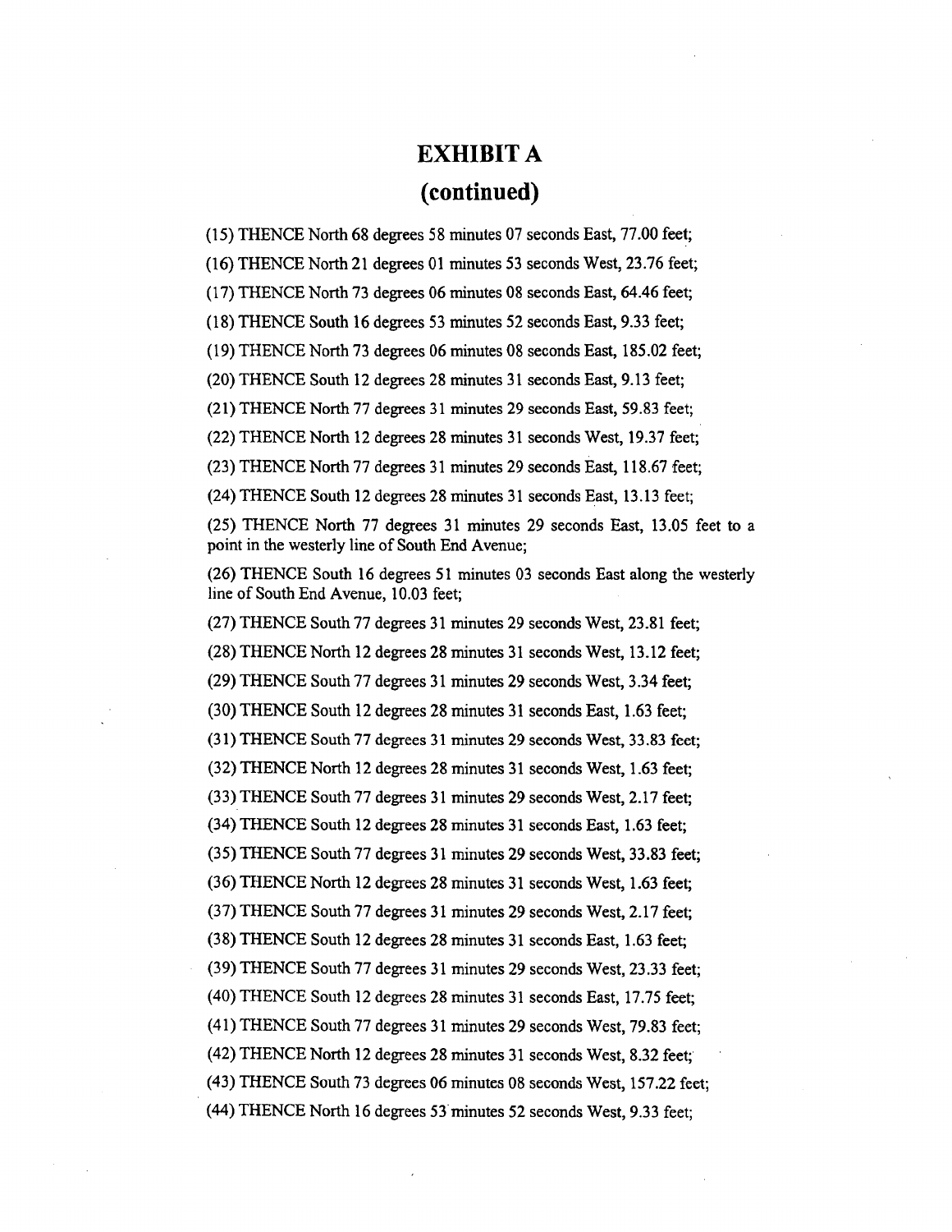# EXHIBIT A
## (continued)

(15) THENCE North 68 degrees 58 minutes 07 seconds East, 77.00 feet;

(16) THENCE North 21 degrees 01 minutes 53 seconds West, 23.76 feet;

(17) THENCE North 73 degrees 06 minutes 08 seconds East, 64.46 feet;

(18) THENCE South 16 degrees 53 minutes 52 seconds East, 9.33 feet;

(19) THENCE North 73 degrees 06 minutes 08 seconds East, 185.02 feet;

(20) THENCE South 12 degrees 28 minutes 31 seconds East, 9.13 feet;

(21) THENCE North 77 degrees 31 minutes 29 seconds East, 59.83 feet;

(22) THENCE North 12 degrees 28 minutes 31 seconds West, 19.37 feet;

(23) THENCE North 77 degrees 31 minutes 29 seconds East, 118.67 feet;

(24) THENCE South 12 degrees 28 minutes 31 seconds East, 13.13 feet;

(25) THENCE North 77 degrees 31 minutes 29 seconds East, 13.05 feet to a point in the westerly line of South End Avenue;

(26) THENCE South 16 degrees 51 minutes 03 seconds East along the westerly line of South End Avenue, 10.03 feet;

(27) THENCE South 77 degrees 31 minutes 29 seconds West, 23.81 feet;

(28) THENCE North 12 degrees 28 minutes 31 seconds West, 13.12 feet;

(29) THENCE South 77 degrees 31 minutes 29 seconds West, 3.34 feet;

(30) THENCE South 12 degrees 28 minutes 31 seconds East, 1.63 feet;

(31) THENCE South 77 degrees 31 minutes 29 seconds West, 33.83 feet;

(32) THENCE North 12 degrees 28 minutes 31 seconds West, 1.63 feet;

(33) THENCE South 77 degrees 31 minutes 29 seconds West, 2.17 feet;

(34) THENCE South 12 degrees 28 minutes 31 seconds East, 1.63 feet;

(35) THENCE South 77 degrees 31 minutes 29 seconds West, 33.83 feet;

(36) THENCE North 12 degrees 28 minutes 31 seconds West, 1.63 feet;

(37) THENCE South 77 degrees 31 minutes 29 seconds West, 2.17 feet;

(38) THENCE South 12 degrees 28 minutes 31 seconds East, 1.63 feet;

(39) THENCE South 77 degrees 31 minutes 29 seconds West, 23.33 feet;

(40) THENCE South 12 degrees 28 minutes 31 seconds East, 17.75 feet;

(41) THENCE South 77 degrees 31 minutes 29 seconds West, 79.83 feet;

(42) THENCE North 12 degrees 28 minutes 31 seconds West, 8.32 feet;

(43) THENCE South 73 degrees 06 minutes 08 seconds West, 157.22 feet;

(44) THENCE North 16 degrees 53 minutes 52 seconds West, 9.33 feet;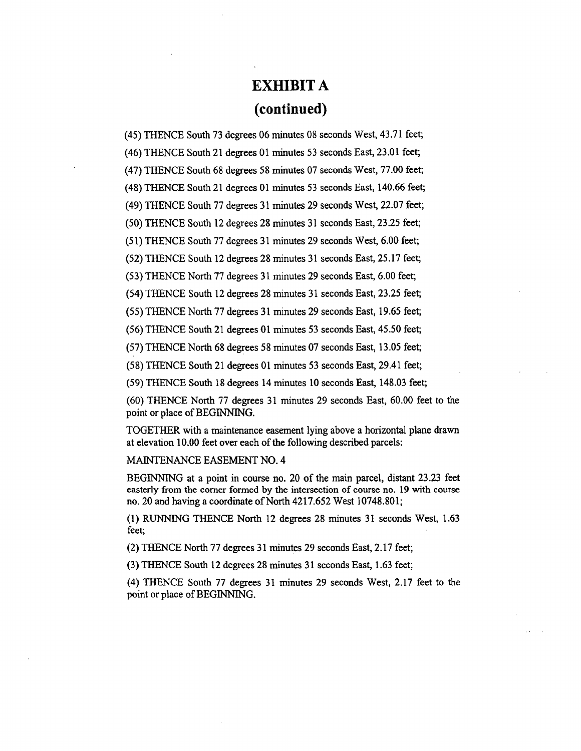# EXHIBIT A
## (continued)

(45) THENCE South 73 degrees 06 minutes 08 seconds West, 43.71 feet;

(46) THENCE South 21 degrees 01 minutes 53 seconds East, 23.01 feet;

(47) THENCE South 68 degrees 58 minutes 07 seconds West, 77.00 feet;

(48) THENCE South 21 degrees 01 minutes 53 seconds East, 140.66 feet;

(49) THENCE South 77 degrees 31 minutes 29 seconds West, 22.07 feet;

(50) THENCE South 12 degrees 28 minutes 31 seconds East, 23.25 feet;

(51) THENCE South 77 degrees 31 minutes 29 seconds West, 6.00 feet;

(52) THENCE South 12 degrees 28 minutes 31 seconds East, 25.17 feet;

(53) THENCE North 77 degrees 31 minutes 29 seconds East, 6.00 feet;

(54) THENCE South 12 degrees 28 minutes 31 seconds East, 23.25 feet;

(55) THENCE North 77 degrees 31 minutes 29 seconds East, 19.65 feet;

(56) THENCE South 21 degrees 01 minutes 53 seconds East, 45.50 feet;

(57) THENCE North 68 degrees 58 minutes 07 seconds East, 13.05 feet;

(58) THENCE South 21 degrees 01 minutes 53 seconds East, 29.41 feet;

(59) THENCE South 18 degrees 14 minutes 10 seconds East, 148.03 feet;

(60) THENCE North 77 degrees 31 minutes 29 seconds East, 60.00 feet to the point or place of BEGINNING.

TOGETHER with a maintenance easement lying above a horizontal plane drawn at elevation 10.00 feet over each of the following described parcels:

MAINTENANCE EASEMENT NO. 4

BEGINNING at a point in course no. 20 of the main parcel, distant 23.23 feet easterly from the corner formed by the intersection of course no. 19 with course no. 20 and having a coordinate of North 4217.652 West 10748.801;

(1) RUNNING THENCE North 12 degrees 28 minutes 31 seconds West, 1.63 feet;

(2) THENCE North 77 degrees 31 minutes 29 seconds East, 2.17 feet;

(3) THENCE South 12 degrees 28 minutes 31 seconds East, 1.63 feet;

(4) THENCE South 77 degrees 31 minutes 29 seconds West, 2.17 feet to the point or place of BEGINNING.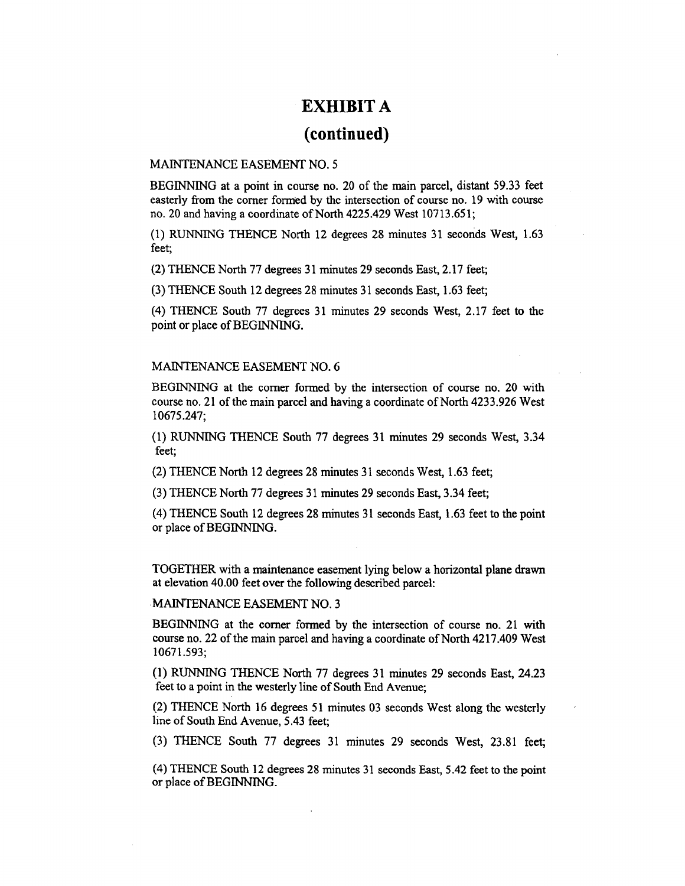# EXHIBIT A
# (continued)

MAINTENANCE EASEMENT NO. 5

BEGINNING at a point in course no. 20 of the main parcel, distant 59.33 feet easterly from the corner formed by the intersection of course no. 19 with course no. 20 and having a coordinate of North 4225.429 West 10713.651;

(1) RUNNING THENCE North 12 degrees 28 minutes 31 seconds West, 1.63 feet;

(2) THENCE North 77 degrees 31 minutes 29 seconds East, 2.17 feet;

(3) THENCE South 12 degrees 28 minutes 31 seconds East, 1.63 feet;

(4) THENCE South 77 degrees 31 minutes 29 seconds West, 2.17 feet to the point or place of BEGINNING.

MAINTENANCE EASEMENT NO. 6

BEGINNING at the corner formed by the intersection of course no. 20 with course no. 21 of the main parcel and having a coordinate of North 4233.926 West 10675.247;

(1) RUNNING THENCE South 77 degrees 31 minutes 29 seconds West, 3.34 feet;

(2) THENCE North 12 degrees 28 minutes 31 seconds West, 1.63 feet;

(3) THENCE North 77 degrees 31 minutes 29 seconds East, 3.34 feet;

(4) THENCE South 12 degrees 28 minutes 31 seconds East, 1.63 feet to the point or place of BEGINNING.

TOGETHER with a maintenance easement lying below a horizontal plane drawn at elevation 40.00 feet over the following described parcel:

MAINTENANCE EASEMENT NO. 3

BEGINNING at the corner formed by the intersection of course no. 21 with course no. 22 of the main parcel and having a coordinate of North 4217.409 West 10671.593;

(1) RUNNING THENCE North 77 degrees 31 minutes 29 seconds East, 24.23 feet to a point in the westerly line of South End Avenue;

(2) THENCE North 16 degrees 51 minutes 03 seconds West along the westerly line of South End Avenue, 5.43 feet;

(3) THENCE South 77 degrees 31 minutes 29 seconds West, 23.81 feet;

(4) THENCE South 12 degrees 28 minutes 31 seconds East, 5.42 feet to the point or place of BEGINNING.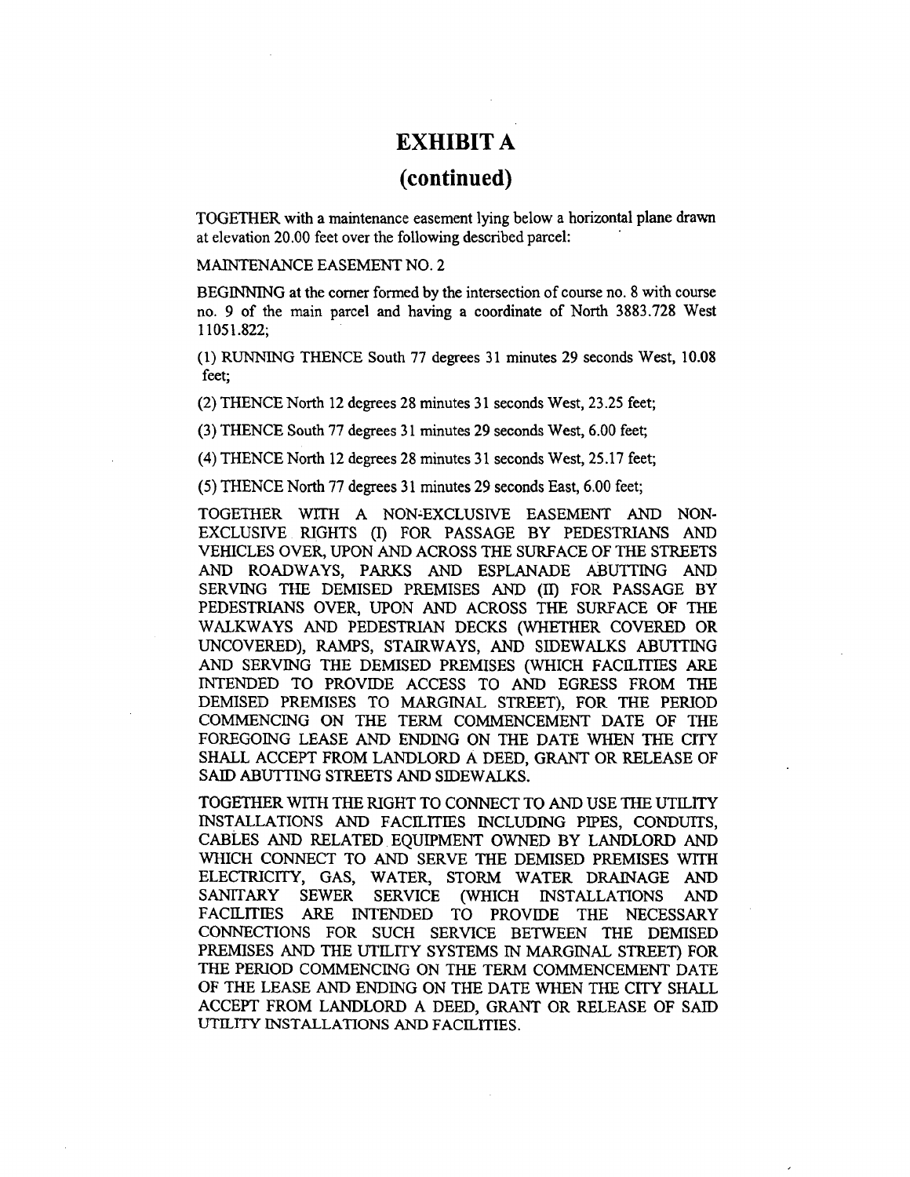# EXHIBIT A

## (continued)

TOGETHER with a maintenance easement lying below a horizontal plane drawn at elevation 20.00 feet over the following described parcel:

MAINTENANCE EASEMENT NO. 2

BEGINNING at the corner formed by the intersection of course no. 8 with course no. 9 of the main parcel and having a coordinate of North 3883.728 West 11051.822;

(1) RUNNING THENCE South 77 degrees 31 minutes 29 seconds West, 10.08 feet;

(2) THENCE North 12 degrees 28 minutes 31 seconds West, 23.25 feet;

(3) THENCE South 77 degrees 31 minutes 29 seconds West, 6.00 feet;

(4) THENCE North 12 degrees 28 minutes 31 seconds West, 25.17 feet;

(5) THENCE North 77 degrees 31 minutes 29 seconds East, 6.00 feet;

TOGETHER WITH A NON-EXCLUSIVE EASEMENT AND NON-EXCLUSIVE RIGHTS (I) FOR PASSAGE BY PEDESTRIANS AND VEHICLES OVER, UPON AND ACROSS THE SURFACE OF THE STREETS AND ROADWAYS, PARKS AND ESPLANADE ABUTTING AND SERVING THE DEMISED PREMISES AND (II) FOR PASSAGE BY PEDESTRIANS OVER, UPON AND ACROSS THE SURFACE OF THE WALKWAYS AND PEDESTRIAN DECKS (WHETHER COVERED OR UNCOVERED), RAMPS, STAIRWAYS, AND SIDEWALKS ABUTTING AND SERVING THE DEMISED PREMISES (WHICH FACILITIES ARE INTENDED TO PROVIDE ACCESS TO AND EGRESS FROM THE DEMISED PREMISES TO MARGINAL STREET), FOR THE PERIOD COMMENCING ON THE TERM COMMENCEMENT DATE OF THE FOREGOING LEASE AND ENDING ON THE DATE WHEN THE CITY SHALL ACCEPT FROM LANDLORD A DEED, GRANT OR RELEASE OF SAID ABUTTING STREETS AND SIDEWALKS.

TOGETHER WITH THE RIGHT TO CONNECT TO AND USE THE UTILITY INSTALLATIONS AND FACILITIES INCLUDING PIPES, CONDUITS, CABLES AND RELATED EQUIPMENT OWNED BY LANDLORD AND WHICH CONNECT TO AND SERVE THE DEMISED PREMISES WITH ELECTRICITY, GAS, WATER, STORM WATER DRAINAGE AND SANITARY SEWER SERVICE (WHICH INSTALLATIONS AND FACILITIES ARE INTENDED TO PROVIDE THE NECESSARY CONNECTIONS FOR SUCH SERVICE BETWEEN THE DEMISED PREMISES AND THE UTILITY SYSTEMS IN MARGINAL STREET) FOR THE PERIOD COMMENCING ON THE TERM COMMENCEMENT DATE OF THE LEASE AND ENDING ON THE DATE WHEN THE CITY SHALL ACCEPT FROM LANDLORD A DEED, GRANT OR RELEASE OF SAID UTILITY INSTALLATIONS AND FACILITIES.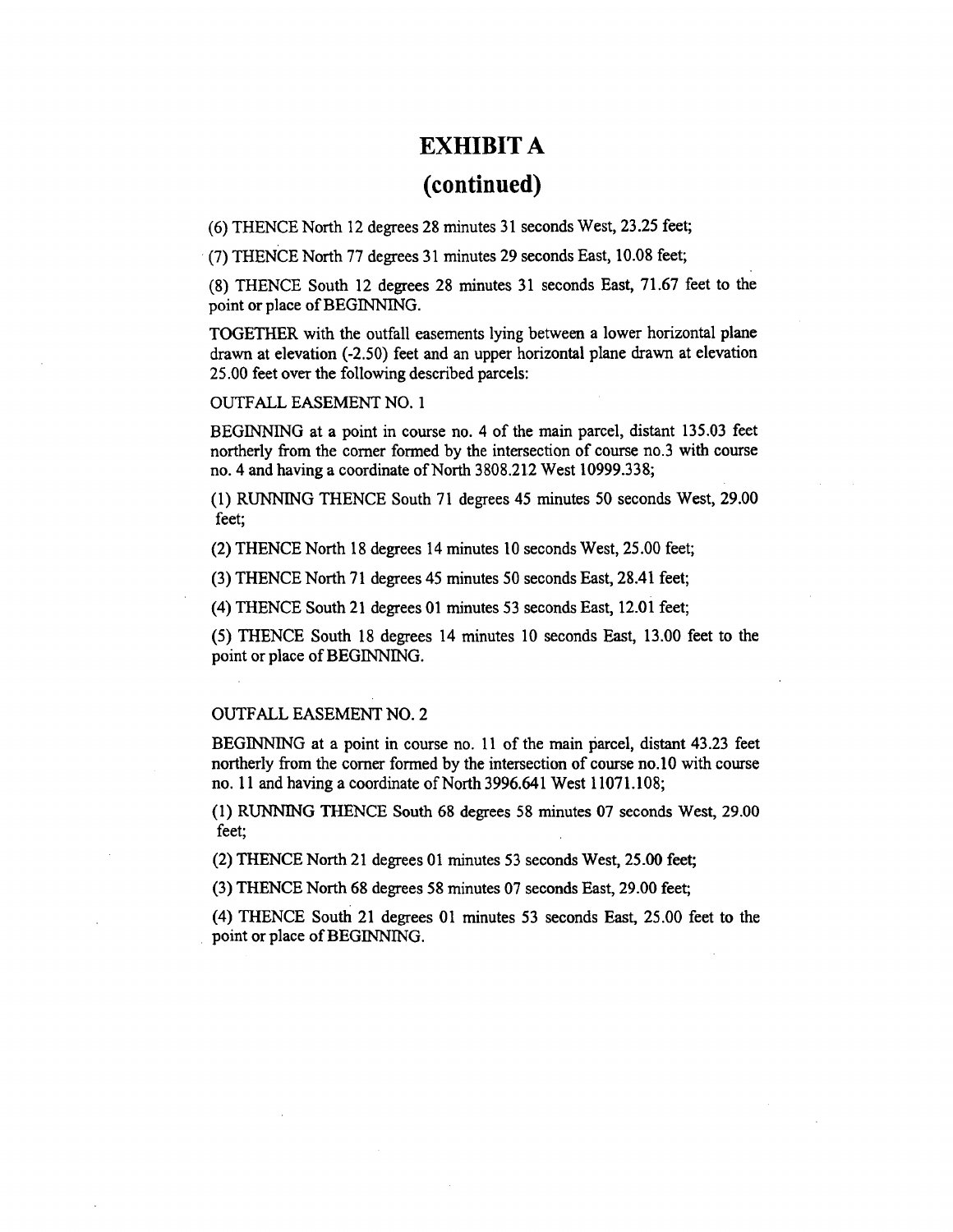# EXHIBIT A

# (continued)

(6) THENCE North 12 degrees 28 minutes 31 seconds West, 23.25 feet;

(7) THENCE North 77 degrees 31 minutes 29 seconds East, 10.08 feet;

(8) THENCE South 12 degrees 28 minutes 31 seconds East, 71.67 feet to the point or place of BEGINNING.

TOGETHER with the outfall easements lying between a lower horizontal plane drawn at elevation (-2.50) feet and an upper horizontal plane drawn at elevation 25.00 feet over the following described parcels:

OUTFALL EASEMENT NO. 1

BEGINNING at a point in course no. 4 of the main parcel, distant 135.03 feet northerly from the corner formed by the intersection of course no.3 with course no. 4 and having a coordinate of North 3808.212 West 10999.338;

(1) RUNNING THENCE South 71 degrees 45 minutes 50 seconds West, 29.00 feet;

(2) THENCE North 18 degrees 14 minutes 10 seconds West, 25.00 feet;

(3) THENCE North 71 degrees 45 minutes 50 seconds East, 28.41 feet;

(4) THENCE South 21 degrees 01 minutes 53 seconds East, 12.01 feet;

(5) THENCE South 18 degrees 14 minutes 10 seconds East, 13.00 feet to the point or place of BEGINNING.

OUTFALL EASEMENT NO. 2

BEGINNING at a point in course no. 11 of the main parcel, distant 43.23 feet northerly from the corner formed by the intersection of course no.10 with course no. 11 and having a coordinate of North 3996.641 West 11071.108;

(1) RUNNING THENCE South 68 degrees 58 minutes 07 seconds West, 29.00 feet;

(2) THENCE North 21 degrees 01 minutes 53 seconds West, 25.00 feet;

(3) THENCE North 68 degrees 58 minutes 07 seconds East, 29.00 feet;

(4) THENCE South 21 degrees 01 minutes 53 seconds East, 25.00 feet to the point or place of BEGINNING.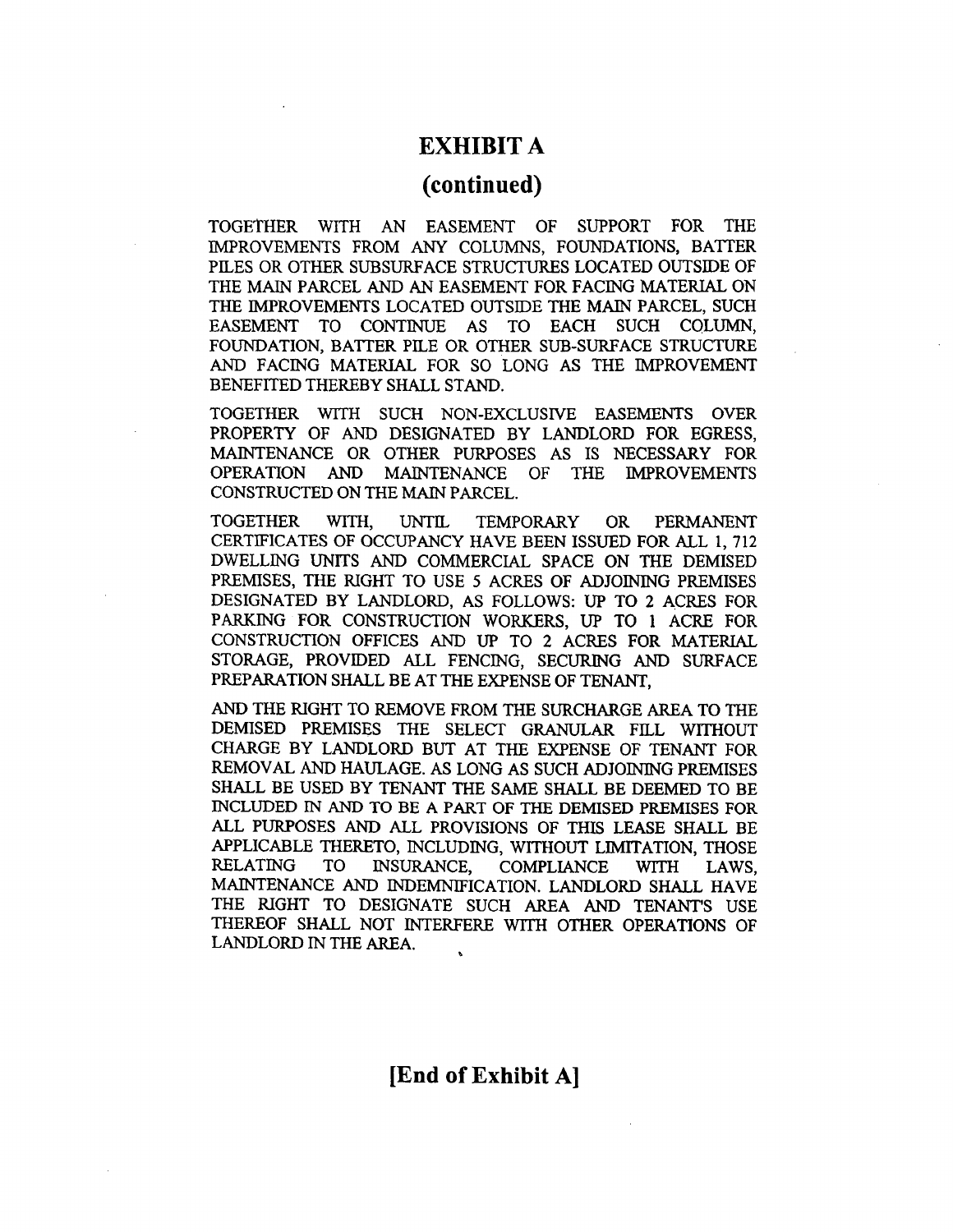# EXHIBIT A

## (continued)

TOGETHER WITH AN EASEMENT OF SUPPORT FOR THE IMPROVEMENTS FROM ANY COLUMNS, FOUNDATIONS, BATTER PILES OR OTHER SUBSURFACE STRUCTURES LOCATED OUTSIDE OF THE MAIN PARCEL AND AN EASEMENT FOR FACING MATERIAL ON THE IMPROVEMENTS LOCATED OUTSIDE THE MAIN PARCEL, SUCH EASEMENT TO CONTINUE AS TO EACH SUCH COLUMN, FOUNDATION, BATTER PILE OR OTHER SUB-SURFACE STRUCTURE AND FACING MATERIAL FOR SO LONG AS THE IMPROVEMENT BENEFITED THEREBY SHALL STAND.

TOGETHER WITH SUCH NON-EXCLUSIVE EASEMENTS OVER PROPERTY OF AND DESIGNATED BY LANDLORD FOR EGRESS, MAINTENANCE OR OTHER PURPOSES AS IS NECESSARY FOR OPERATION AND MAINTENANCE OF THE IMPROVEMENTS CONSTRUCTED ON THE MAIN PARCEL.

TOGETHER WITH, UNTIL TEMPORARY OR PERMANENT CERTIFICATES OF OCCUPANCY HAVE BEEN ISSUED FOR ALL 1, 712 DWELLING UNITS AND COMMERCIAL SPACE ON THE DEMISED PREMISES, THE RIGHT TO USE 5 ACRES OF ADJOINING PREMISES DESIGNATED BY LANDLORD, AS FOLLOWS: UP TO 2 ACRES FOR PARKING FOR CONSTRUCTION WORKERS, UP TO 1 ACRE FOR CONSTRUCTION OFFICES AND UP TO 2 ACRES FOR MATERIAL STORAGE, PROVIDED ALL FENCING, SECURING AND SURFACE PREPARATION SHALL BE AT THE EXPENSE OF TENANT,

AND THE RIGHT TO REMOVE FROM THE SURCHARGE AREA TO THE DEMISED PREMISES THE SELECT GRANULAR FILL WITHOUT CHARGE BY LANDLORD BUT AT THE EXPENSE OF TENANT FOR REMOVAL AND HAULAGE. AS LONG AS SUCH ADJOINING PREMISES SHALL BE USED BY TENANT THE SAME SHALL BE DEEMED TO BE INCLUDED IN AND TO BE A PART OF THE DEMISED PREMISES FOR ALL PURPOSES AND ALL PROVISIONS OF THIS LEASE SHALL BE APPLICABLE THERETO, INCLUDING, WITHOUT LIMITATION, THOSE RELATING TO INSURANCE, COMPLIANCE WITH LAWS, MAINTENANCE AND INDEMNIFICATION. LANDLORD SHALL HAVE THE RIGHT TO DESIGNATE SUCH AREA AND TENANT'S USE THEREOF SHALL NOT INTERFERE WITH OTHER OPERATIONS OF LANDLORD IN THE AREA.

**[End of Exhibit A]**